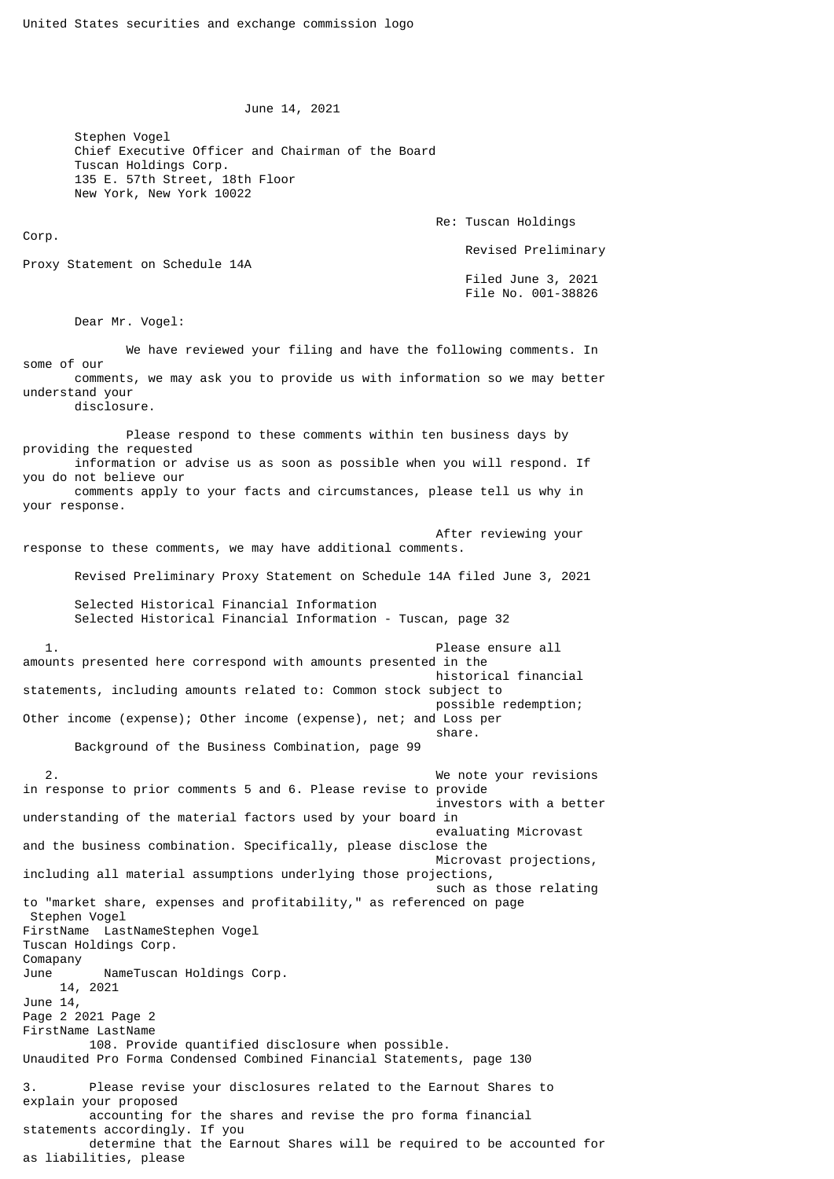United States securities and exchange commission logo

June 14, 2021

Stephen Vogel
Chief Executive Officer and Chairman of the Board
Tuscan Holdings Corp.
135 E. 57th Street, 18th Floor
New York, New York 10022

Re: Tuscan Holdings Corp.
Revised Preliminary Proxy Statement on Schedule 14A
Filed June 3, 2021
File No. 001-38826

Dear Mr. Vogel:

We have reviewed your filing and have the following comments. In some of our comments, we may ask you to provide us with information so we may better understand your disclosure.

Please respond to these comments within ten business days by providing the requested information or advise us as soon as possible when you will respond. If you do not believe our comments apply to your facts and circumstances, please tell us why in your response.

After reviewing your response to these comments, we may have additional comments.

Revised Preliminary Proxy Statement on Schedule 14A filed June 3, 2021

Selected Historical Financial Information
Selected Historical Financial Information - Tuscan, page 32

1. Please ensure all amounts presented here correspond with amounts presented in the historical financial statements, including amounts related to: Common stock subject to possible redemption; Other income (expense); Other income (expense), net; and Loss per share.

Background of the Business Combination, page 99

2. We note your revisions in response to prior comments 5 and 6. Please revise to provide investors with a better understanding of the material factors used by your board in evaluating Microvast and the business combination. Specifically, please disclose the Microvast projections, including all material assumptions underlying those projections, such as those relating to "market share, expenses and profitability," as referenced on page 108. Provide quantified disclosure when possible.

Unaudited Pro Forma Condensed Combined Financial Statements, page 130

3. Please revise your disclosures related to the Earnout Shares to explain your proposed accounting for the shares and revise the pro forma financial statements accordingly. If you determine that the Earnout Shares will be required to be accounted for as liabilities, please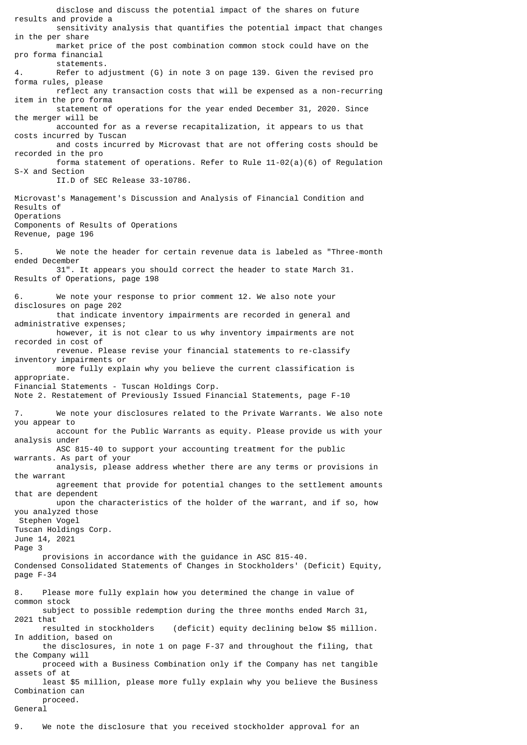disclose and discuss the potential impact of the shares on future results and provide a sensitivity analysis that quantifies the potential impact that changes in the per share market price of the post combination common stock could have on the pro forma financial statements.

4. Refer to adjustment (G) in note 3 on page 139. Given the revised pro forma rules, please reflect any transaction costs that will be expensed as a non-recurring item in the pro forma statement of operations for the year ended December 31, 2020. Since the merger will be accounted for as a reverse recapitalization, it appears to us that costs incurred by Tuscan and costs incurred by Microvast that are not offering costs should be recorded in the pro forma statement of operations. Refer to Rule 11-02(a)(6) of Regulation S-X and Section II.D of SEC Release 33-10786.

Microvast's Management's Discussion and Analysis of Financial Condition and Results of Operations
Components of Results of Operations
Revenue, page 196

5. We note the header for certain revenue data is labeled as "Three-month ended December 31". It appears you should correct the header to state March 31.

Results of Operations, page 198

6. We note your response to prior comment 12. We also note your disclosures on page 202 that indicate inventory impairments are recorded in general and administrative expenses; however, it is not clear to us why inventory impairments are not recorded in cost of revenue. Please revise your financial statements to re-classify inventory impairments or more fully explain why you believe the current classification is appropriate.

Financial Statements - Tuscan Holdings Corp.
Note 2. Restatement of Previously Issued Financial Statements, page F-10

7. We note your disclosures related to the Private Warrants. We also note you appear to account for the Public Warrants as equity. Please provide us with your analysis under ASC 815-40 to support your accounting treatment for the public warrants. As part of your analysis, please address whether there are any terms or provisions in the warrant agreement that provide for potential changes to the settlement amounts that are dependent upon the characteristics of the holder of the warrant, and if so, how you analyzed those provisions in accordance with the guidance in ASC 815-40.

Condensed Consolidated Statements of Changes in Stockholders' (Deficit) Equity, page F-34

8. Please more fully explain how you determined the change in value of common stock subject to possible redemption during the three months ended March 31, 2021 that resulted in stockholders (deficit) equity declining below $5 million. In addition, based on the disclosures, in note 1 on page F-37 and throughout the filing, that the Company will proceed with a Business Combination only if the Company has net tangible assets of at least $5 million, please more fully explain why you believe the Business Combination can proceed.

General

9. We note the disclosure that you received stockholder approval for an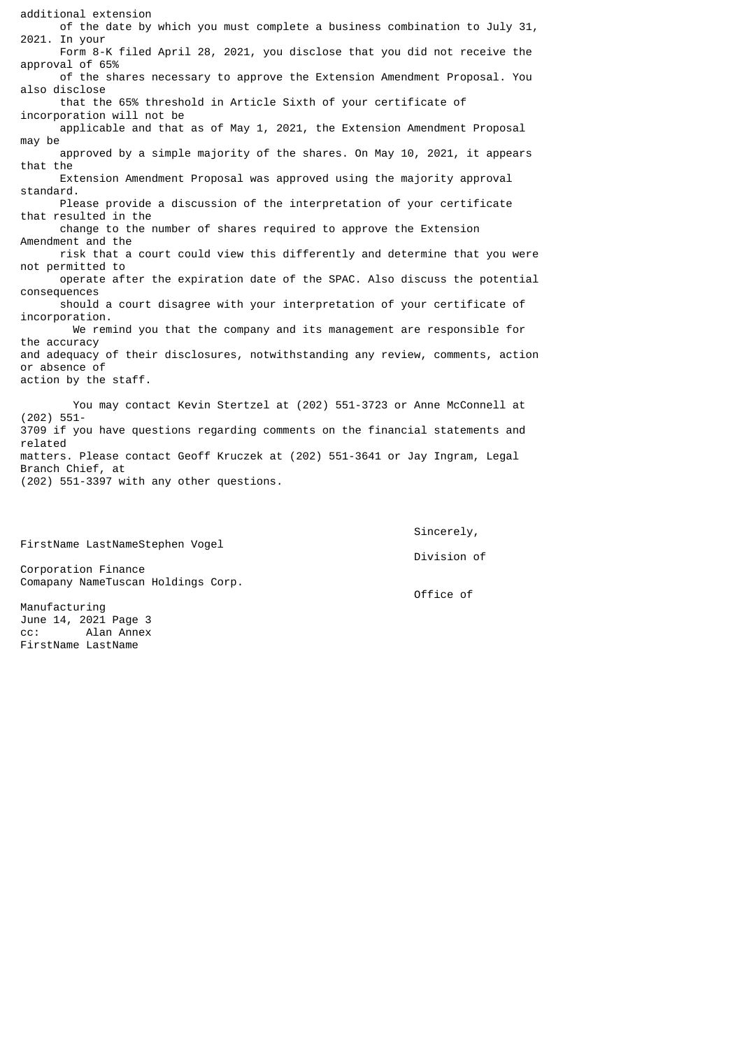additional extension of the date by which you must complete a business combination to July 31, 2021. In your Form 8-K filed April 28, 2021, you disclose that you did not receive the approval of 65% of the shares necessary to approve the Extension Amendment Proposal. You also disclose that the 65% threshold in Article Sixth of your certificate of incorporation will not be applicable and that as of May 1, 2021, the Extension Amendment Proposal may be approved by a simple majority of the shares. On May 10, 2021, it appears that the Extension Amendment Proposal was approved using the majority approval standard. Please provide a discussion of the interpretation of your certificate that resulted in the change to the number of shares required to approve the Extension Amendment and the risk that a court could view this differently and determine that you were not permitted to operate after the expiration date of the SPAC. Also discuss the potential consequences should a court disagree with your interpretation of your certificate of incorporation.

We remind you that the company and its management are responsible for the accuracy and adequacy of their disclosures, notwithstanding any review, comments, action or absence of action by the staff.

You may contact Kevin Stertzel at (202) 551-3723 or Anne McConnell at (202) 551-3709 if you have questions regarding comments on the financial statements and related matters. Please contact Geoff Kruczek at (202) 551-3641 or Jay Ingram, Legal Branch Chief, at (202) 551-3397 with any other questions.

Sincerely,

Division of Corporation Finance

Office of Manufacturing

cc: Alan Annex